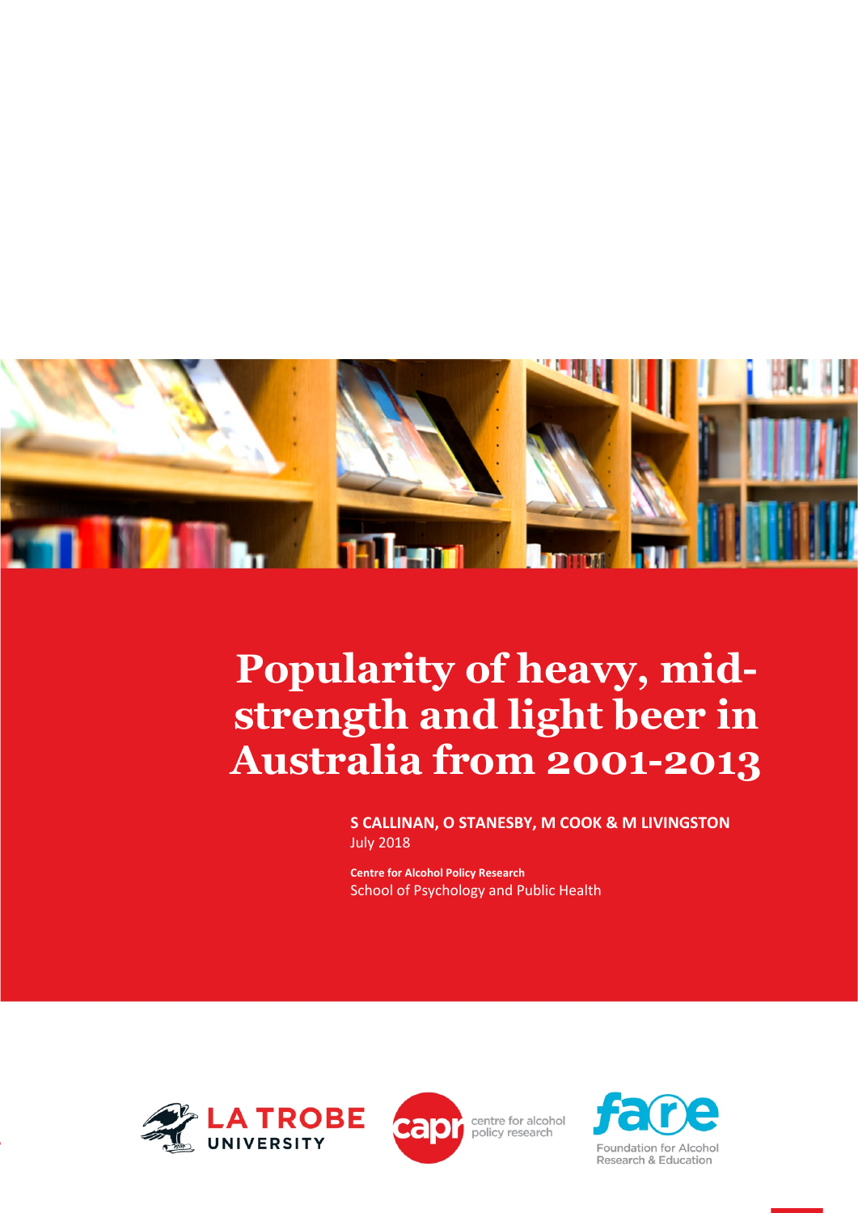# Popularity of heavy, mid-strength and light beer in Australia from 2001-2013

**S CALLINAN, O STANESBY, M COOK & M LIVINGSTON**
July 2018

**Centre for Alcohol Policy Research**
School of Psychology and Public Health

LA TROBE UNIVERSITY

capr centre for alcohol policy research

fare Foundation for Alcohol Research & Education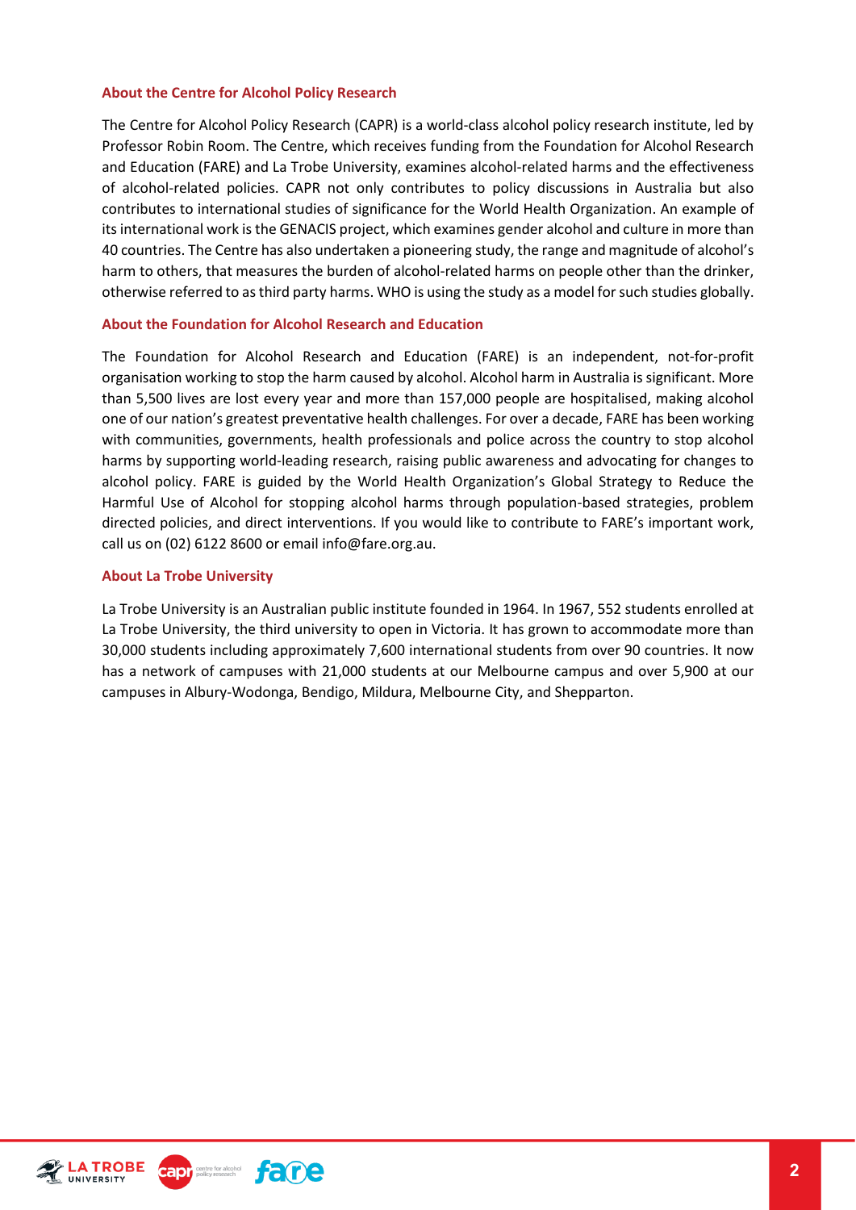## About the Centre for Alcohol Policy Research

The Centre for Alcohol Policy Research (CAPR) is a world-class alcohol policy research institute, led by Professor Robin Room. The Centre, which receives funding from the Foundation for Alcohol Research and Education (FARE) and La Trobe University, examines alcohol-related harms and the effectiveness of alcohol-related policies. CAPR not only contributes to policy discussions in Australia but also contributes to international studies of significance for the World Health Organization. An example of its international work is the GENACIS project, which examines gender alcohol and culture in more than 40 countries. The Centre has also undertaken a pioneering study, the range and magnitude of alcohol's harm to others, that measures the burden of alcohol-related harms on people other than the drinker, otherwise referred to as third party harms. WHO is using the study as a model for such studies globally.

## About the Foundation for Alcohol Research and Education

The Foundation for Alcohol Research and Education (FARE) is an independent, not-for-profit organisation working to stop the harm caused by alcohol. Alcohol harm in Australia is significant. More than 5,500 lives are lost every year and more than 157,000 people are hospitalised, making alcohol one of our nation's greatest preventative health challenges. For over a decade, FARE has been working with communities, governments, health professionals and police across the country to stop alcohol harms by supporting world-leading research, raising public awareness and advocating for changes to alcohol policy. FARE is guided by the World Health Organization's Global Strategy to Reduce the Harmful Use of Alcohol for stopping alcohol harms through population-based strategies, problem directed policies, and direct interventions. If you would like to contribute to FARE's important work, call us on (02) 6122 8600 or email info@fare.org.au.

## About La Trobe University

La Trobe University is an Australian public institute founded in 1964. In 1967, 552 students enrolled at La Trobe University, the third university to open in Victoria. It has grown to accommodate more than 30,000 students including approximately 7,600 international students from over 90 countries. It now has a network of campuses with 21,000 students at our Melbourne campus and over 5,900 at our campuses in Albury-Wodonga, Bendigo, Mildura, Melbourne City, and Shepparton.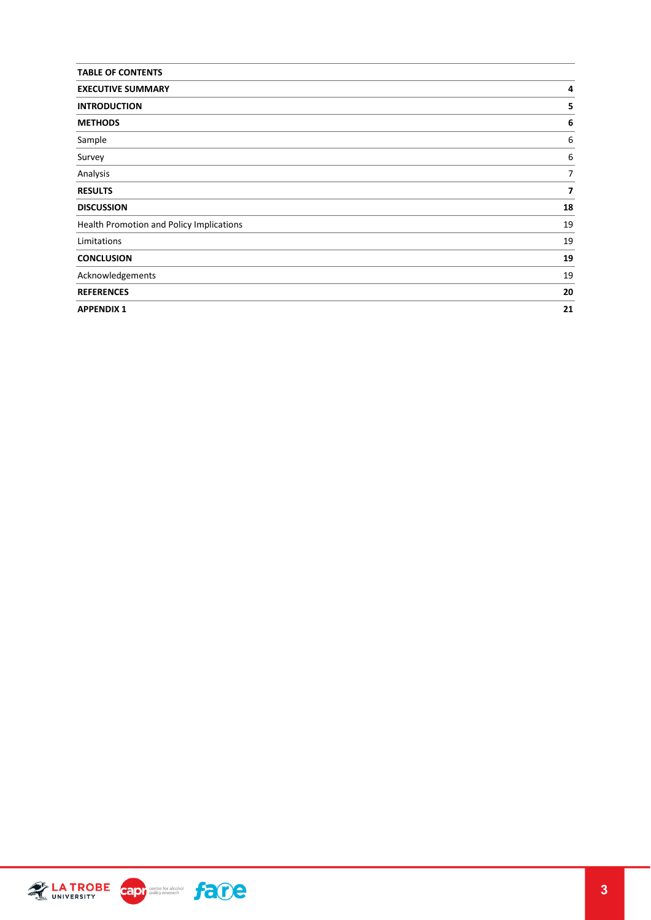| TABLE OF CONTENTS | |
|---|---|
| **EXECUTIVE SUMMARY** | **4** |
| **INTRODUCTION** | **5** |
| **METHODS** | **6** |
| Sample | 6 |
| Survey | 6 |
| Analysis | 7 |
| **RESULTS** | **7** |
| **DISCUSSION** | **18** |
| Health Promotion and Policy Implications | 19 |
| Limitations | 19 |
| **CONCLUSION** | **19** |
| Acknowledgements | 19 |
| **REFERENCES** | **20** |
| **APPENDIX 1** | **21** |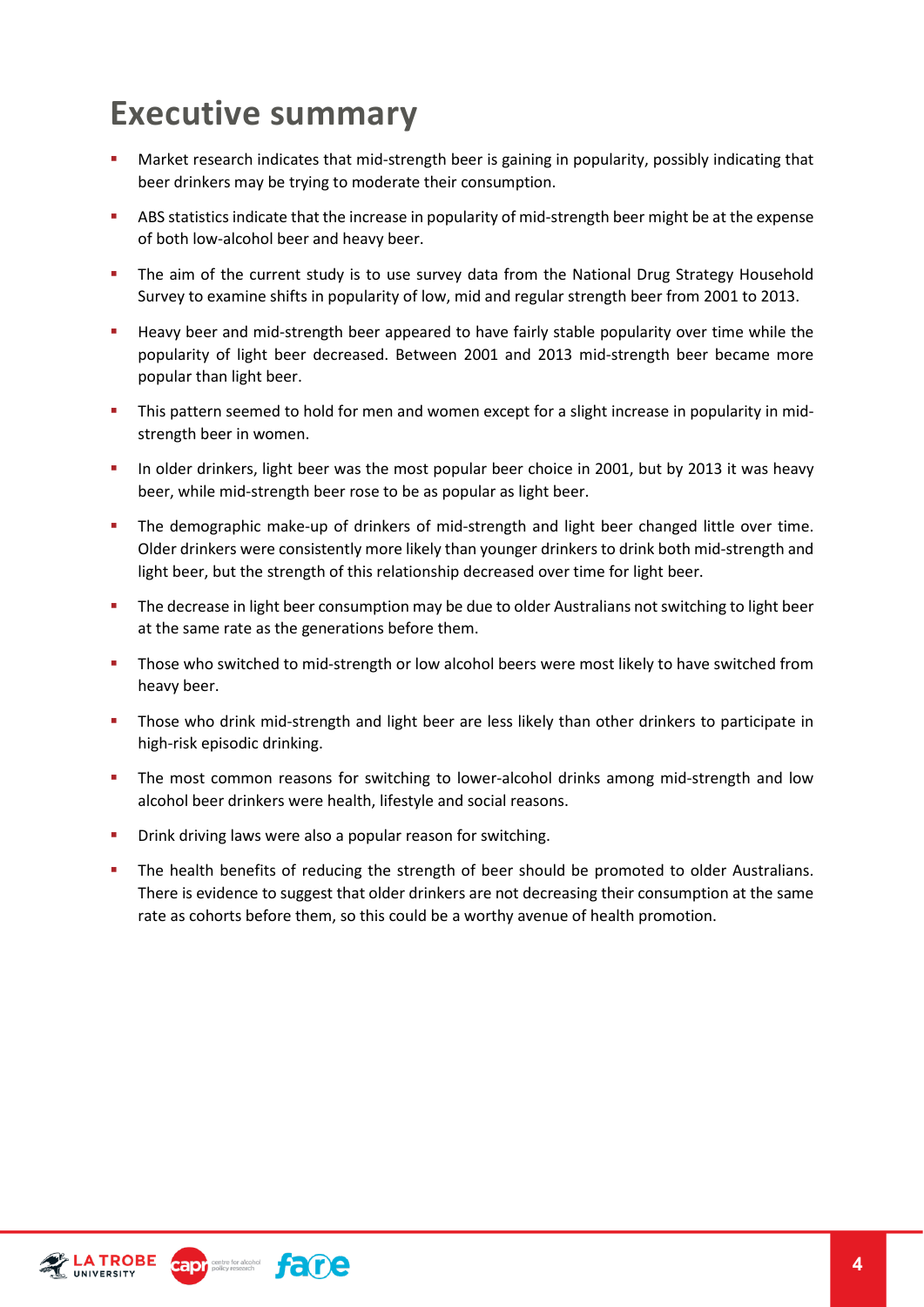# Executive summary

- Market research indicates that mid-strength beer is gaining in popularity, possibly indicating that beer drinkers may be trying to moderate their consumption.
- ABS statistics indicate that the increase in popularity of mid-strength beer might be at the expense of both low-alcohol beer and heavy beer.
- The aim of the current study is to use survey data from the National Drug Strategy Household Survey to examine shifts in popularity of low, mid and regular strength beer from 2001 to 2013.
- Heavy beer and mid-strength beer appeared to have fairly stable popularity over time while the popularity of light beer decreased. Between 2001 and 2013 mid-strength beer became more popular than light beer.
- This pattern seemed to hold for men and women except for a slight increase in popularity in mid-strength beer in women.
- In older drinkers, light beer was the most popular beer choice in 2001, but by 2013 it was heavy beer, while mid-strength beer rose to be as popular as light beer.
- The demographic make-up of drinkers of mid-strength and light beer changed little over time. Older drinkers were consistently more likely than younger drinkers to drink both mid-strength and light beer, but the strength of this relationship decreased over time for light beer.
- The decrease in light beer consumption may be due to older Australians not switching to light beer at the same rate as the generations before them.
- Those who switched to mid-strength or low alcohol beers were most likely to have switched from heavy beer.
- Those who drink mid-strength and light beer are less likely than other drinkers to participate in high-risk episodic drinking.
- The most common reasons for switching to lower-alcohol drinks among mid-strength and low alcohol beer drinkers were health, lifestyle and social reasons.
- Drink driving laws were also a popular reason for switching.
- The health benefits of reducing the strength of beer should be promoted to older Australians. There is evidence to suggest that older drinkers are not decreasing their consumption at the same rate as cohorts before them, so this could be a worthy avenue of health promotion.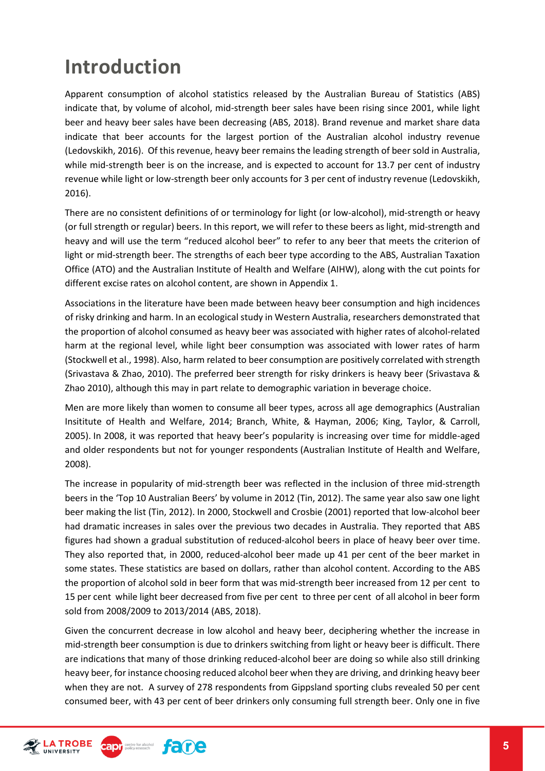# Introduction

Apparent consumption of alcohol statistics released by the Australian Bureau of Statistics (ABS) indicate that, by volume of alcohol, mid-strength beer sales have been rising since 2001, while light beer and heavy beer sales have been decreasing (ABS, 2018). Brand revenue and market share data indicate that beer accounts for the largest portion of the Australian alcohol industry revenue (Ledovskikh, 2016). Of this revenue, heavy beer remains the leading strength of beer sold in Australia, while mid-strength beer is on the increase, and is expected to account for 13.7 per cent of industry revenue while light or low-strength beer only accounts for 3 per cent of industry revenue (Ledovskikh, 2016).

There are no consistent definitions of or terminology for light (or low-alcohol), mid-strength or heavy (or full strength or regular) beers. In this report, we will refer to these beers as light, mid-strength and heavy and will use the term "reduced alcohol beer" to refer to any beer that meets the criterion of light or mid-strength beer. The strengths of each beer type according to the ABS, Australian Taxation Office (ATO) and the Australian Institute of Health and Welfare (AIHW), along with the cut points for different excise rates on alcohol content, are shown in Appendix 1.

Associations in the literature have been made between heavy beer consumption and high incidences of risky drinking and harm. In an ecological study in Western Australia, researchers demonstrated that the proportion of alcohol consumed as heavy beer was associated with higher rates of alcohol-related harm at the regional level, while light beer consumption was associated with lower rates of harm (Stockwell et al., 1998). Also, harm related to beer consumption are positively correlated with strength (Srivastava & Zhao, 2010). The preferred beer strength for risky drinkers is heavy beer (Srivastava & Zhao 2010), although this may in part relate to demographic variation in beverage choice.

Men are more likely than women to consume all beer types, across all age demographics (Australian Insititute of Health and Welfare, 2014; Branch, White, & Hayman, 2006; King, Taylor, & Carroll, 2005). In 2008, it was reported that heavy beer's popularity is increasing over time for middle-aged and older respondents but not for younger respondents (Australian Institute of Health and Welfare, 2008).

The increase in popularity of mid-strength beer was reflected in the inclusion of three mid-strength beers in the 'Top 10 Australian Beers' by volume in 2012 (Tin, 2012). The same year also saw one light beer making the list (Tin, 2012). In 2000, Stockwell and Crosbie (2001) reported that low-alcohol beer had dramatic increases in sales over the previous two decades in Australia. They reported that ABS figures had shown a gradual substitution of reduced-alcohol beers in place of heavy beer over time. They also reported that, in 2000, reduced-alcohol beer made up 41 per cent of the beer market in some states. These statistics are based on dollars, rather than alcohol content. According to the ABS the proportion of alcohol sold in beer form that was mid-strength beer increased from 12 per cent to 15 per cent while light beer decreased from five per cent to three per cent of all alcohol in beer form sold from 2008/2009 to 2013/2014 (ABS, 2018).

Given the concurrent decrease in low alcohol and heavy beer, deciphering whether the increase in mid-strength beer consumption is due to drinkers switching from light or heavy beer is difficult. There are indications that many of those drinking reduced-alcohol beer are doing so while also still drinking heavy beer, for instance choosing reduced alcohol beer when they are driving, and drinking heavy beer when they are not. A survey of 278 respondents from Gippsland sporting clubs revealed 50 per cent consumed beer, with 43 per cent of beer drinkers only consuming full strength beer. Only one in five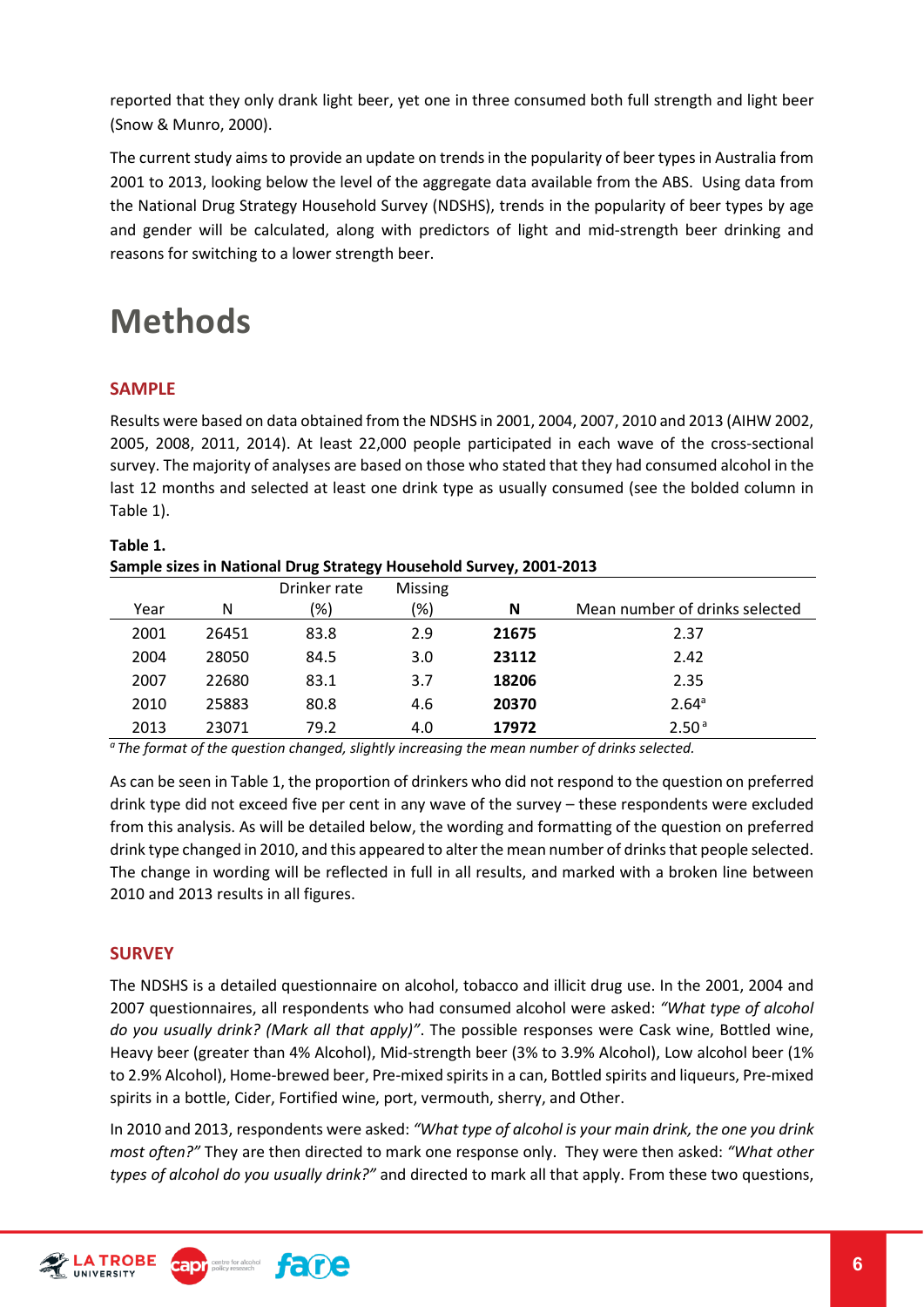reported that they only drank light beer, yet one in three consumed both full strength and light beer (Snow & Munro, 2000).

The current study aims to provide an update on trends in the popularity of beer types in Australia from 2001 to 2013, looking below the level of the aggregate data available from the ABS. Using data from the National Drug Strategy Household Survey (NDSHS), trends in the popularity of beer types by age and gender will be calculated, along with predictors of light and mid-strength beer drinking and reasons for switching to a lower strength beer.

# Methods

## SAMPLE

Results were based on data obtained from the NDSHS in 2001, 2004, 2007, 2010 and 2013 (AIHW 2002, 2005, 2008, 2011, 2014). At least 22,000 people participated in each wave of the cross-sectional survey. The majority of analyses are based on those who stated that they had consumed alcohol in the last 12 months and selected at least one drink type as usually consumed (see the bolded column in Table 1).

**Table 1.**
**Sample sizes in National Drug Strategy Household Survey, 2001-2013**

| Year | N | Drinker rate (%) | Missing (%) | **N** | Mean number of drinks selected |
|---|---|---|---|---|---|
| 2001 | 26451 | 83.8 | 2.9 | **21675** | 2.37 |
| 2004 | 28050 | 84.5 | 3.0 | **23112** | 2.42 |
| 2007 | 22680 | 83.1 | 3.7 | **18206** | 2.35 |
| 2010 | 25883 | 80.8 | 4.6 | **20370** | 2.64[a] |
| 2013 | 23071 | 79.2 | 4.0 | **17972** | 2.50[a] |

*[a] The format of the question changed, slightly increasing the mean number of drinks selected.*

As can be seen in Table 1, the proportion of drinkers who did not respond to the question on preferred drink type did not exceed five per cent in any wave of the survey – these respondents were excluded from this analysis. As will be detailed below, the wording and formatting of the question on preferred drink type changed in 2010, and this appeared to alter the mean number of drinks that people selected. The change in wording will be reflected in full in all results, and marked with a broken line between 2010 and 2013 results in all figures.

## SURVEY

The NDSHS is a detailed questionnaire on alcohol, tobacco and illicit drug use. In the 2001, 2004 and 2007 questionnaires, all respondents who had consumed alcohol were asked: *"What type of alcohol do you usually drink? (Mark all that apply)"*. The possible responses were Cask wine, Bottled wine, Heavy beer (greater than 4% Alcohol), Mid-strength beer (3% to 3.9% Alcohol), Low alcohol beer (1% to 2.9% Alcohol), Home-brewed beer, Pre-mixed spirits in a can, Bottled spirits and liqueurs, Pre-mixed spirits in a bottle, Cider, Fortified wine, port, vermouth, sherry, and Other.

In 2010 and 2013, respondents were asked: *"What type of alcohol is your main drink, the one you drink most often?"* They are then directed to mark one response only. They were then asked: *"What other types of alcohol do you usually drink?"* and directed to mark all that apply. From these two questions,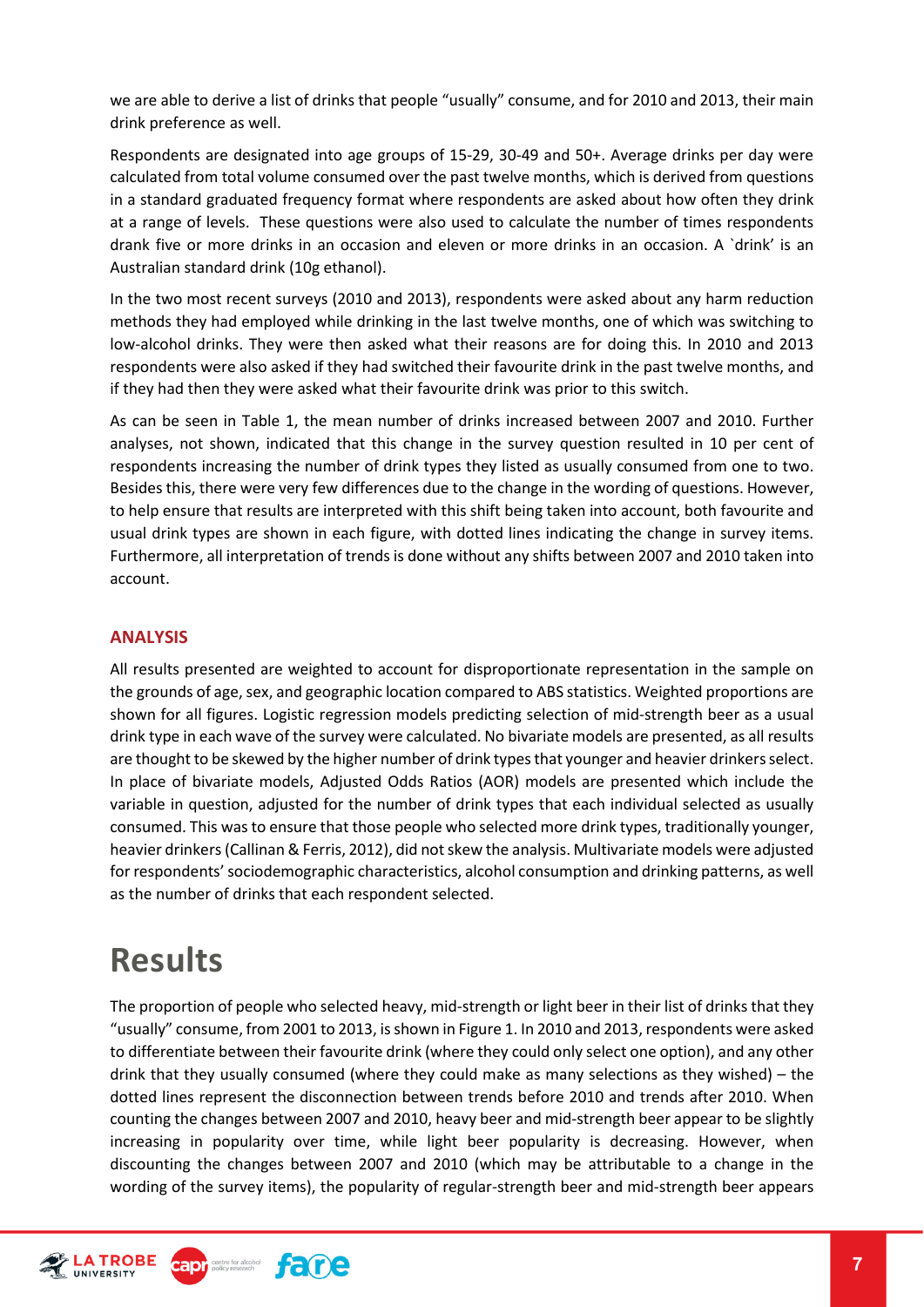we are able to derive a list of drinks that people "usually" consume, and for 2010 and 2013, their main drink preference as well.

Respondents are designated into age groups of 15-29, 30-49 and 50+. Average drinks per day were calculated from total volume consumed over the past twelve months, which is derived from questions in a standard graduated frequency format where respondents are asked about how often they drink at a range of levels. These questions were also used to calculate the number of times respondents drank five or more drinks in an occasion and eleven or more drinks in an occasion. A `drink' is an Australian standard drink (10g ethanol).

In the two most recent surveys (2010 and 2013), respondents were asked about any harm reduction methods they had employed while drinking in the last twelve months, one of which was switching to low-alcohol drinks. They were then asked what their reasons are for doing this. In 2010 and 2013 respondents were also asked if they had switched their favourite drink in the past twelve months, and if they had then they were asked what their favourite drink was prior to this switch.

As can be seen in Table 1, the mean number of drinks increased between 2007 and 2010. Further analyses, not shown, indicated that this change in the survey question resulted in 10 per cent of respondents increasing the number of drink types they listed as usually consumed from one to two. Besides this, there were very few differences due to the change in the wording of questions. However, to help ensure that results are interpreted with this shift being taken into account, both favourite and usual drink types are shown in each figure, with dotted lines indicating the change in survey items. Furthermore, all interpretation of trends is done without any shifts between 2007 and 2010 taken into account.

### ANALYSIS

All results presented are weighted to account for disproportionate representation in the sample on the grounds of age, sex, and geographic location compared to ABS statistics. Weighted proportions are shown for all figures. Logistic regression models predicting selection of mid-strength beer as a usual drink type in each wave of the survey were calculated. No bivariate models are presented, as all results are thought to be skewed by the higher number of drink types that younger and heavier drinkers select. In place of bivariate models, Adjusted Odds Ratios (AOR) models are presented which include the variable in question, adjusted for the number of drink types that each individual selected as usually consumed. This was to ensure that those people who selected more drink types, traditionally younger, heavier drinkers (Callinan & Ferris, 2012), did not skew the analysis. Multivariate models were adjusted for respondents' sociodemographic characteristics, alcohol consumption and drinking patterns, as well as the number of drinks that each respondent selected.

# Results

The proportion of people who selected heavy, mid-strength or light beer in their list of drinks that they "usually" consume, from 2001 to 2013, is shown in Figure 1. In 2010 and 2013, respondents were asked to differentiate between their favourite drink (where they could only select one option), and any other drink that they usually consumed (where they could make as many selections as they wished) – the dotted lines represent the disconnection between trends before 2010 and trends after 2010. When counting the changes between 2007 and 2010, heavy beer and mid-strength beer appear to be slightly increasing in popularity over time, while light beer popularity is decreasing. However, when discounting the changes between 2007 and 2010 (which may be attributable to a change in the wording of the survey items), the popularity of regular-strength beer and mid-strength beer appears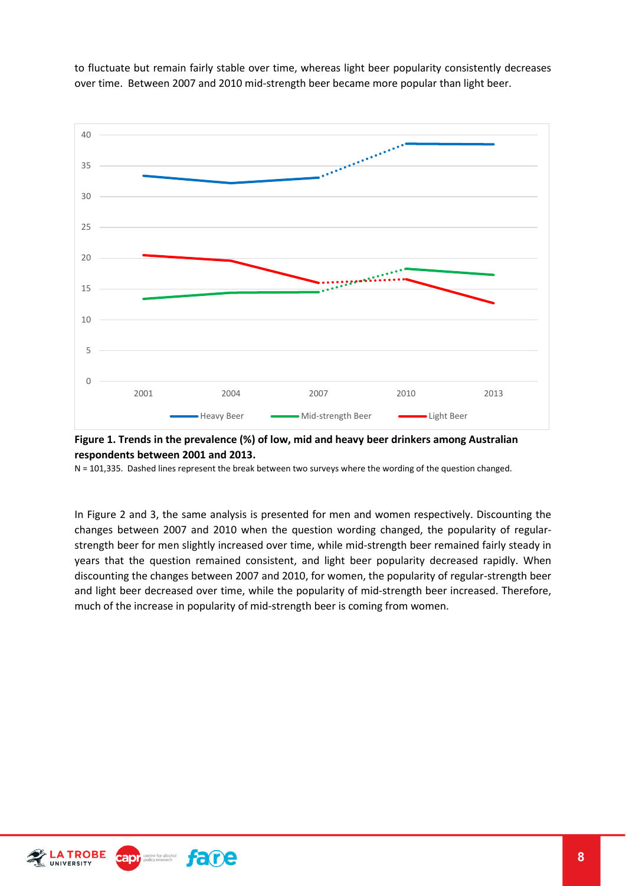to fluctuate but remain fairly stable over time, whereas light beer popularity consistently decreases over time. Between 2007 and 2010 mid-strength beer became more popular than light beer.

**Figure 1. Trends in the prevalence (%) of low, mid and heavy beer drinkers among Australian respondents between 2001 and 2013.**

N = 101,335. Dashed lines represent the break between two surveys where the wording of the question changed.

In Figure 2 and 3, the same analysis is presented for men and women respectively. Discounting the changes between 2007 and 2010 when the question wording changed, the popularity of regular-strength beer for men slightly increased over time, while mid-strength beer remained fairly steady in years that the question remained consistent, and light beer popularity decreased rapidly. When discounting the changes between 2007 and 2010, for women, the popularity of regular-strength beer and light beer decreased over time, while the popularity of mid-strength beer increased. Therefore, much of the increase in popularity of mid-strength beer is coming from women.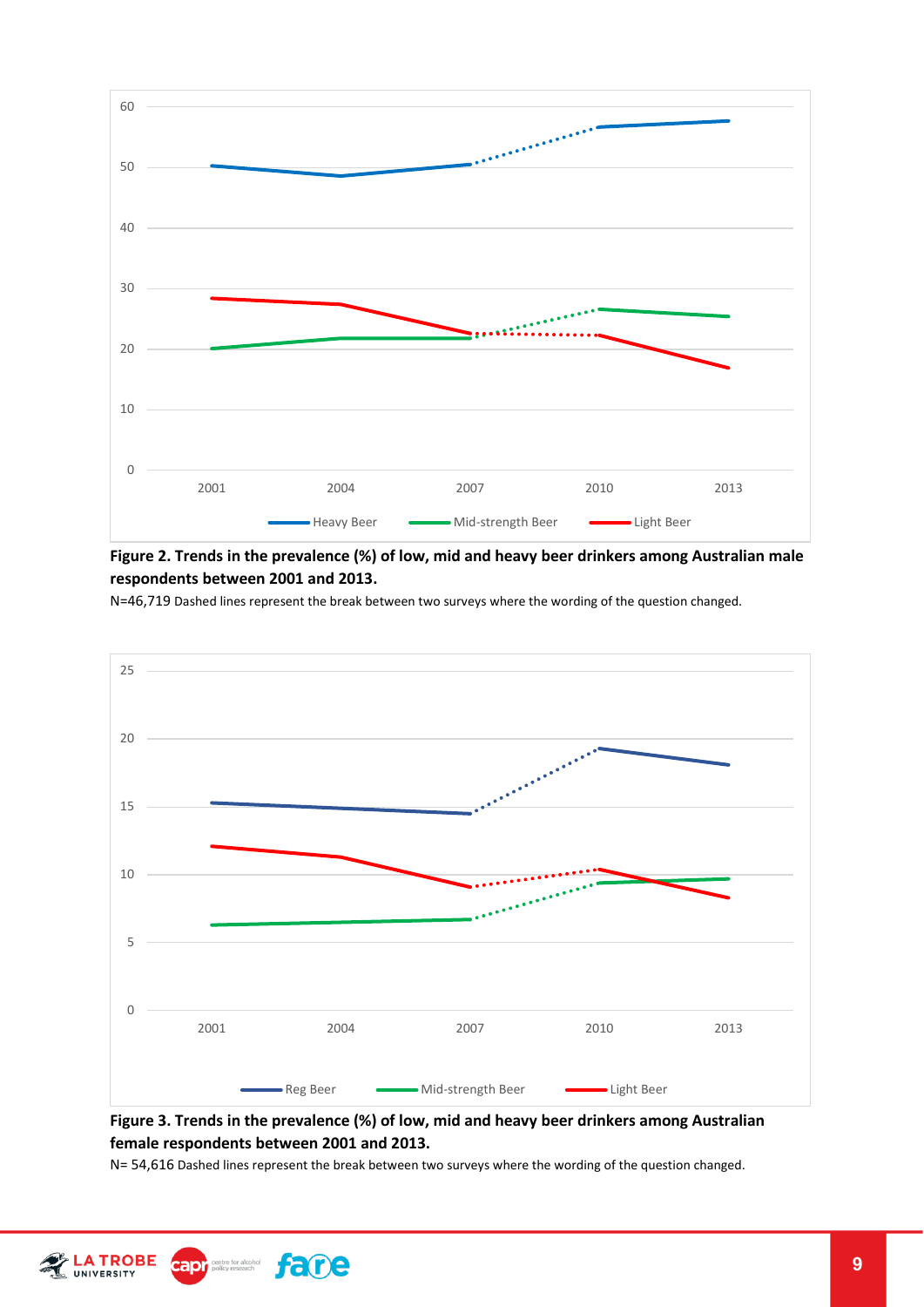**Figure 2. Trends in the prevalence (%) of low, mid and heavy beer drinkers among Australian male respondents between 2001 and 2013.**

N=46,719 Dashed lines represent the break between two surveys where the wording of the question changed.

**Figure 3. Trends in the prevalence (%) of low, mid and heavy beer drinkers among Australian female respondents between 2001 and 2013.**

N= 54,616 Dashed lines represent the break between two surveys where the wording of the question changed.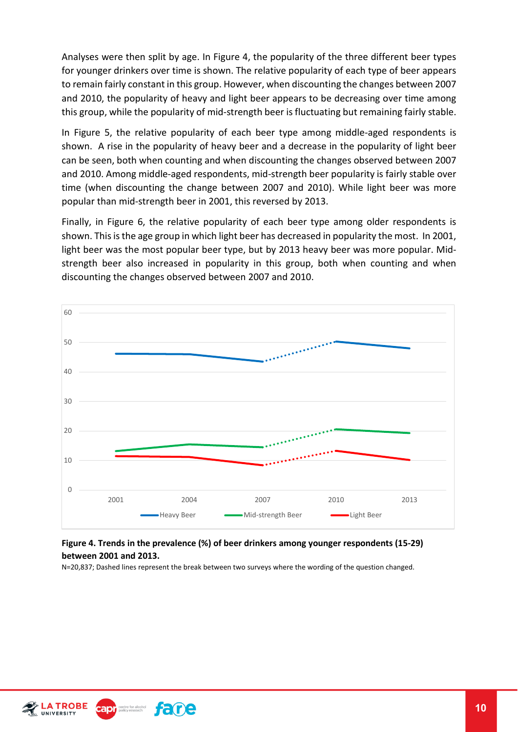Analyses were then split by age. In Figure 4, the popularity of the three different beer types for younger drinkers over time is shown. The relative popularity of each type of beer appears to remain fairly constant in this group. However, when discounting the changes between 2007 and 2010, the popularity of heavy and light beer appears to be decreasing over time among this group, while the popularity of mid-strength beer is fluctuating but remaining fairly stable.

In Figure 5, the relative popularity of each beer type among middle-aged respondents is shown. A rise in the popularity of heavy beer and a decrease in the popularity of light beer can be seen, both when counting and when discounting the changes observed between 2007 and 2010. Among middle-aged respondents, mid-strength beer popularity is fairly stable over time (when discounting the change between 2007 and 2010). While light beer was more popular than mid-strength beer in 2001, this reversed by 2013.

Finally, in Figure 6, the relative popularity of each beer type among older respondents is shown. This is the age group in which light beer has decreased in popularity the most. In 2001, light beer was the most popular beer type, but by 2013 heavy beer was more popular. Mid-strength beer also increased in popularity in this group, both when counting and when discounting the changes observed between 2007 and 2010.

**Figure 4. Trends in the prevalence (%) of beer drinkers among younger respondents (15-29) between 2001 and 2013.**

N=20,837; Dashed lines represent the break between two surveys where the wording of the question changed.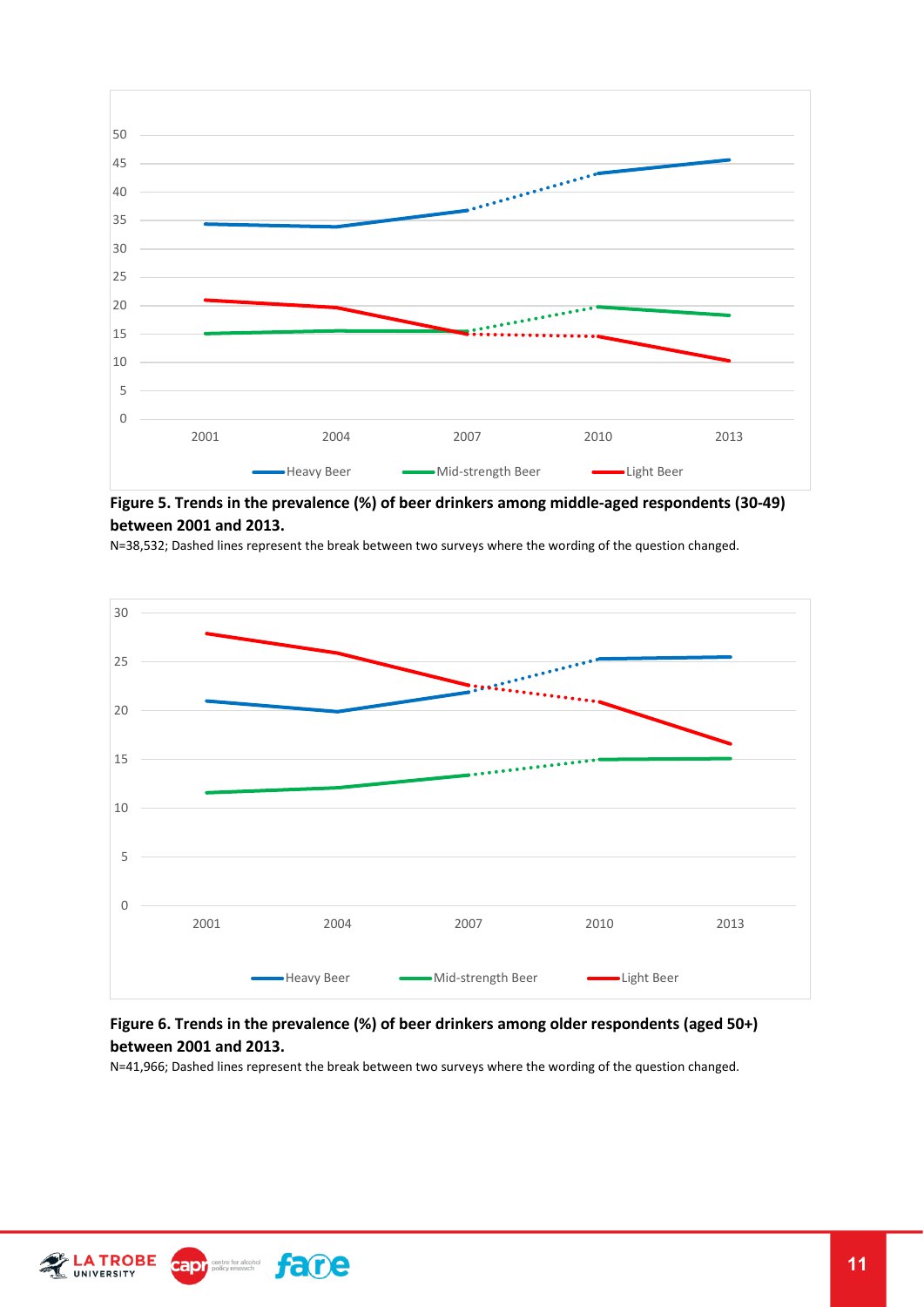**Figure 5. Trends in the prevalence (%) of beer drinkers among middle-aged respondents (30-49) between 2001 and 2013.**

N=38,532; Dashed lines represent the break between two surveys where the wording of the question changed.

**Figure 6. Trends in the prevalence (%) of beer drinkers among older respondents (aged 50+) between 2001 and 2013.**

N=41,966; Dashed lines represent the break between two surveys where the wording of the question changed.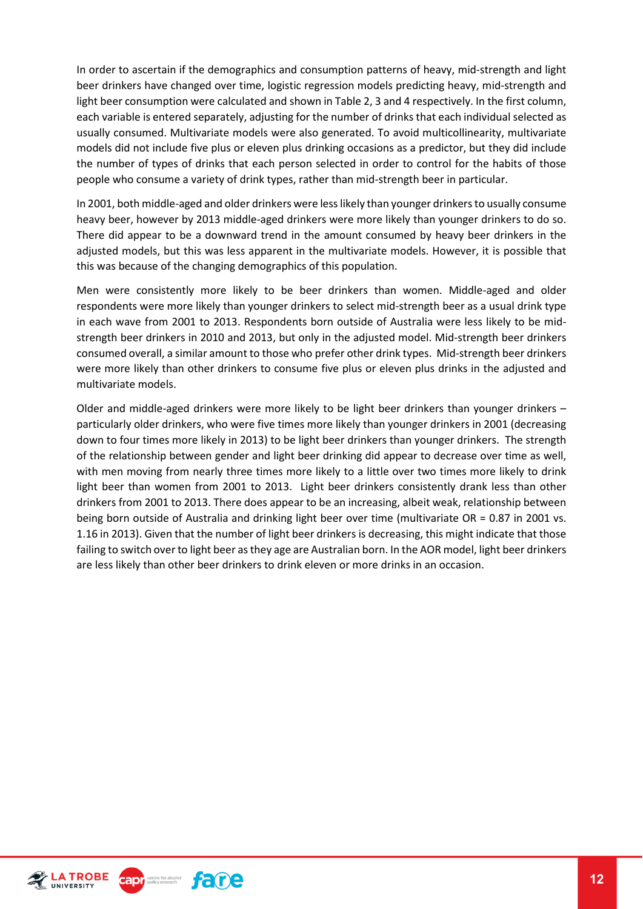In order to ascertain if the demographics and consumption patterns of heavy, mid-strength and light beer drinkers have changed over time, logistic regression models predicting heavy, mid-strength and light beer consumption were calculated and shown in Table 2, 3 and 4 respectively. In the first column, each variable is entered separately, adjusting for the number of drinks that each individual selected as usually consumed. Multivariate models were also generated. To avoid multicollinearity, multivariate models did not include five plus or eleven plus drinking occasions as a predictor, but they did include the number of types of drinks that each person selected in order to control for the habits of those people who consume a variety of drink types, rather than mid-strength beer in particular.

In 2001, both middle-aged and older drinkers were less likely than younger drinkers to usually consume heavy beer, however by 2013 middle-aged drinkers were more likely than younger drinkers to do so. There did appear to be a downward trend in the amount consumed by heavy beer drinkers in the adjusted models, but this was less apparent in the multivariate models. However, it is possible that this was because of the changing demographics of this population.

Men were consistently more likely to be beer drinkers than women. Middle-aged and older respondents were more likely than younger drinkers to select mid-strength beer as a usual drink type in each wave from 2001 to 2013. Respondents born outside of Australia were less likely to be mid-strength beer drinkers in 2010 and 2013, but only in the adjusted model. Mid-strength beer drinkers consumed overall, a similar amount to those who prefer other drink types. Mid-strength beer drinkers were more likely than other drinkers to consume five plus or eleven plus drinks in the adjusted and multivariate models.

Older and middle-aged drinkers were more likely to be light beer drinkers than younger drinkers – particularly older drinkers, who were five times more likely than younger drinkers in 2001 (decreasing down to four times more likely in 2013) to be light beer drinkers than younger drinkers. The strength of the relationship between gender and light beer drinking did appear to decrease over time as well, with men moving from nearly three times more likely to a little over two times more likely to drink light beer than women from 2001 to 2013. Light beer drinkers consistently drank less than other drinkers from 2001 to 2013. There does appear to be an increasing, albeit weak, relationship between being born outside of Australia and drinking light beer over time (multivariate OR = 0.87 in 2001 vs. 1.16 in 2013). Given that the number of light beer drinkers is decreasing, this might indicate that those failing to switch over to light beer as they age are Australian born. In the AOR model, light beer drinkers are less likely than other beer drinkers to drink eleven or more drinks in an occasion.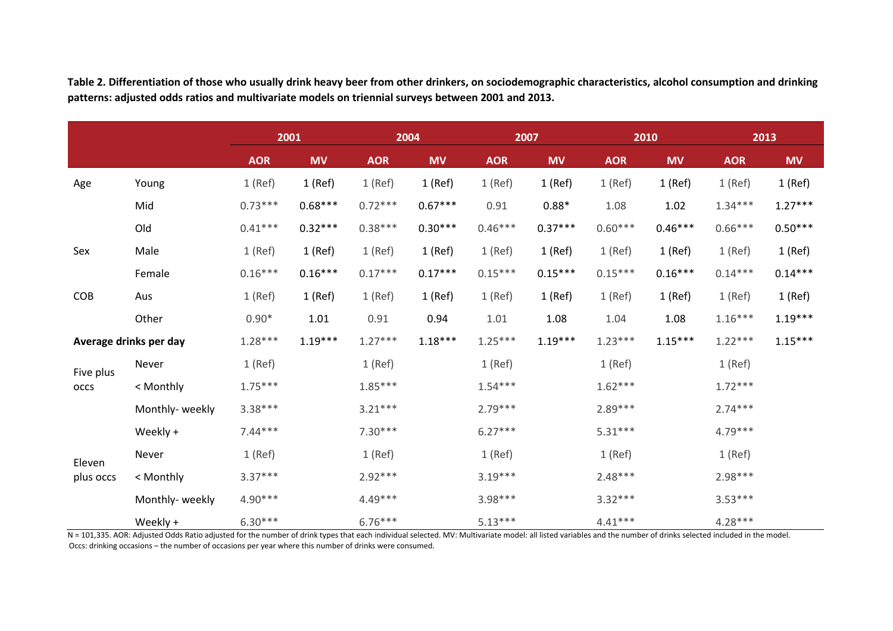**Table 2. Differentiation of those who usually drink heavy beer from other drinkers, on sociodemographic characteristics, alcohol consumption and drinking patterns: adjusted odds ratios and multivariate models on triennial surveys between 2001 and 2013.**

| | | 2001 | | 2004 | | 2007 | | 2010 | | 2013 | |
|---|---|---|---|---|---|---|---|---|---|---|---|
| | | **AOR** | **MV** | **AOR** | **MV** | **AOR** | **MV** | **AOR** | **MV** | **AOR** | **MV** |
| Age | Young | 1 (Ref) | 1 (Ref) | 1 (Ref) | 1 (Ref) | 1 (Ref) | 1 (Ref) | 1 (Ref) | 1 (Ref) | 1 (Ref) | 1 (Ref) |
| | Mid | 0.73*** | 0.68*** | 0.72*** | 0.67*** | 0.91 | 0.88* | 1.08 | 1.02 | 1.34*** | 1.27*** |
| | Old | 0.41*** | 0.32*** | 0.38*** | 0.30*** | 0.46*** | 0.37*** | 0.60*** | 0.46*** | 0.66*** | 0.50*** |
| Sex | Male | 1 (Ref) | 1 (Ref) | 1 (Ref) | 1 (Ref) | 1 (Ref) | 1 (Ref) | 1 (Ref) | 1 (Ref) | 1 (Ref) | 1 (Ref) |
| | Female | 0.16*** | 0.16*** | 0.17*** | 0.17*** | 0.15*** | 0.15*** | 0.15*** | 0.16*** | 0.14*** | 0.14*** |
| COB | Aus | 1 (Ref) | 1 (Ref) | 1 (Ref) | 1 (Ref) | 1 (Ref) | 1 (Ref) | 1 (Ref) | 1 (Ref) | 1 (Ref) | 1 (Ref) |
| | Other | 0.90* | 1.01 | 0.91 | 0.94 | 1.01 | 1.08 | 1.04 | 1.08 | 1.16*** | 1.19*** |
| **Average drinks per day** | | 1.28*** | 1.19*** | 1.27*** | 1.18*** | 1.25*** | 1.19*** | 1.23*** | 1.15*** | 1.22*** | 1.15*** |
| Five plus occs | Never | 1 (Ref) | | 1 (Ref) | | 1 (Ref) | | 1 (Ref) | | 1 (Ref) | |
| | < Monthly | 1.75*** | | 1.85*** | | 1.54*** | | 1.62*** | | 1.72*** | |
| | Monthly- weekly | 3.38*** | | 3.21*** | | 2.79*** | | 2.89*** | | 2.74*** | |
| | Weekly + | 7.44*** | | 7.30*** | | 6.27*** | | 5.31*** | | 4.79*** | |
| Eleven plus occs | Never | 1 (Ref) | | 1 (Ref) | | 1 (Ref) | | 1 (Ref) | | 1 (Ref) | |
| | < Monthly | 3.37*** | | 2.92*** | | 3.19*** | | 2.48*** | | 2.98*** | |
| | Monthly- weekly | 4.90*** | | 4.49*** | | 3.98*** | | 3.32*** | | 3.53*** | |
| | Weekly + | 6.30*** | | 6.76*** | | 5.13*** | | 4.41*** | | 4.28*** | |

N = 101,335. AOR: Adjusted Odds Ratio adjusted for the number of drink types that each individual selected. MV: Multivariate model: all listed variables and the number of drinks selected included in the model.
Occs: drinking occasions – the number of occasions per year where this number of drinks were consumed.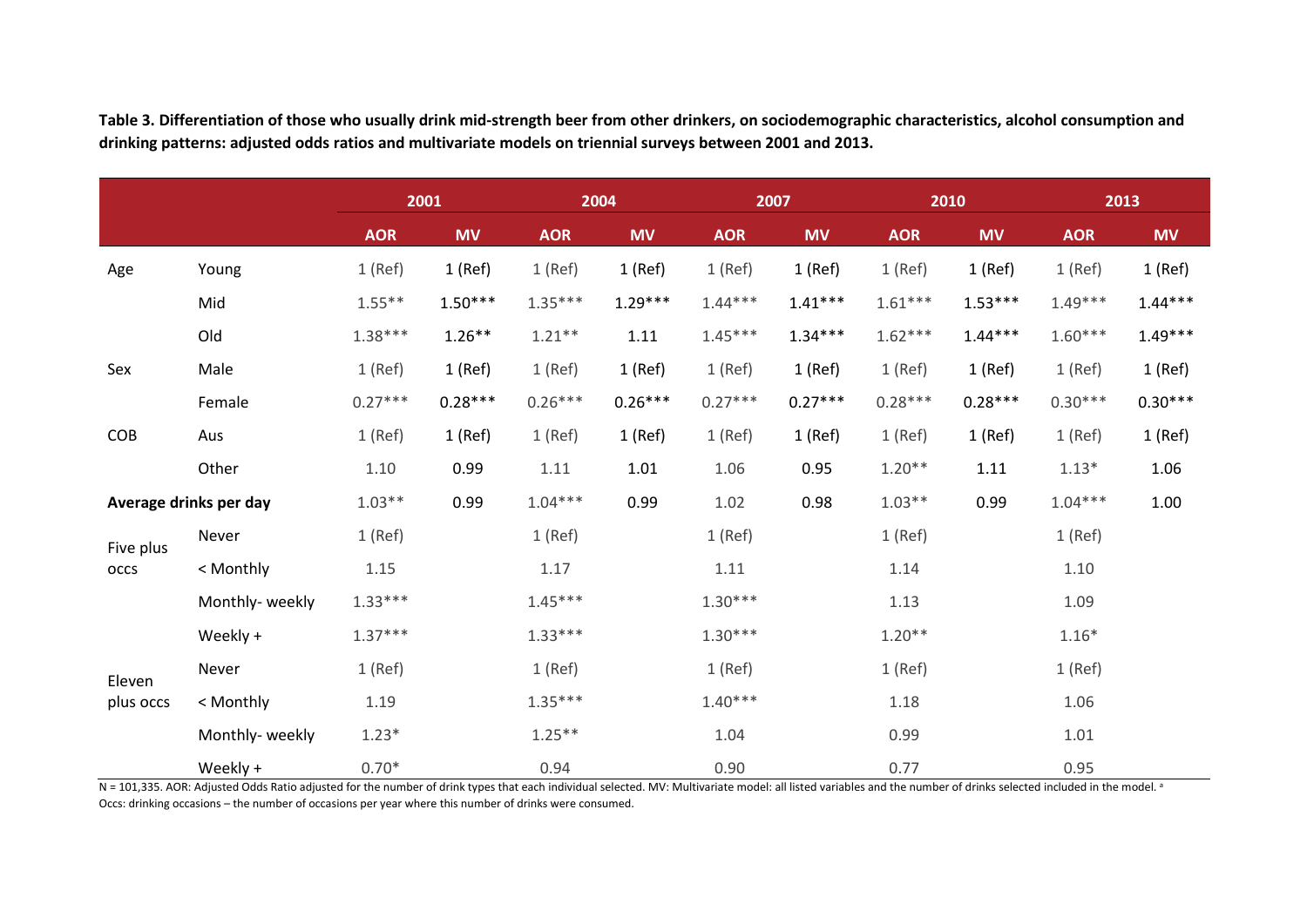**Table 3. Differentiation of those who usually drink mid-strength beer from other drinkers, on sociodemographic characteristics, alcohol consumption and drinking patterns: adjusted odds ratios and multivariate models on triennial surveys between 2001 and 2013.**

| | | 2001 | | 2004 | | 2007 | | 2010 | | 2013 | |
|---|---|---|---|---|---|---|---|---|---|---|---|
| | | AOR | MV | AOR | MV | AOR | MV | AOR | MV | AOR | MV |
| Age | Young | 1 (Ref) | 1 (Ref) | 1 (Ref) | 1 (Ref) | 1 (Ref) | 1 (Ref) | 1 (Ref) | 1 (Ref) | 1 (Ref) | 1 (Ref) |
| | Mid | 1.55** | 1.50*** | 1.35*** | 1.29*** | 1.44*** | 1.41*** | 1.61*** | 1.53*** | 1.49*** | 1.44*** |
| | Old | 1.38*** | 1.26** | 1.21** | 1.11 | 1.45*** | 1.34*** | 1.62*** | 1.44*** | 1.60*** | 1.49*** |
| Sex | Male | 1 (Ref) | 1 (Ref) | 1 (Ref) | 1 (Ref) | 1 (Ref) | 1 (Ref) | 1 (Ref) | 1 (Ref) | 1 (Ref) | 1 (Ref) |
| | Female | 0.27*** | 0.28*** | 0.26*** | 0.26*** | 0.27*** | 0.27*** | 0.28*** | 0.28*** | 0.30*** | 0.30*** |
| COB | Aus | 1 (Ref) | 1 (Ref) | 1 (Ref) | 1 (Ref) | 1 (Ref) | 1 (Ref) | 1 (Ref) | 1 (Ref) | 1 (Ref) | 1 (Ref) |
| | Other | 1.10 | 0.99 | 1.11 | 1.01 | 1.06 | 0.95 | 1.20** | 1.11 | 1.13* | 1.06 |
| **Average drinks per day** | | 1.03** | 0.99 | 1.04*** | 0.99 | 1.02 | 0.98 | 1.03** | 0.99 | 1.04*** | 1.00 |
| Five plus occs | Never | 1 (Ref) | | 1 (Ref) | | 1 (Ref) | | 1 (Ref) | | 1 (Ref) | |
| | < Monthly | 1.15 | | 1.17 | | 1.11 | | 1.14 | | 1.10 | |
| | Monthly- weekly | 1.33*** | | 1.45*** | | 1.30*** | | 1.13 | | 1.09 | |
| | Weekly + | 1.37*** | | 1.33*** | | 1.30*** | | 1.20** | | 1.16* | |
| Eleven plus occs | Never | 1 (Ref) | | 1 (Ref) | | 1 (Ref) | | 1 (Ref) | | 1 (Ref) | |
| | < Monthly | 1.19 | | 1.35*** | | 1.40*** | | 1.18 | | 1.06 | |
| | Monthly- weekly | 1.23* | | 1.25** | | 1.04 | | 0.99 | | 1.01 | |
| | Weekly + | 0.70* | | 0.94 | | 0.90 | | 0.77 | | 0.95 | |

N = 101,335. AOR: Adjusted Odds Ratio adjusted for the number of drink types that each individual selected. MV: Multivariate model: all listed variables and the number of drinks selected included in the model. [a] Occs: drinking occasions – the number of occasions per year where this number of drinks were consumed.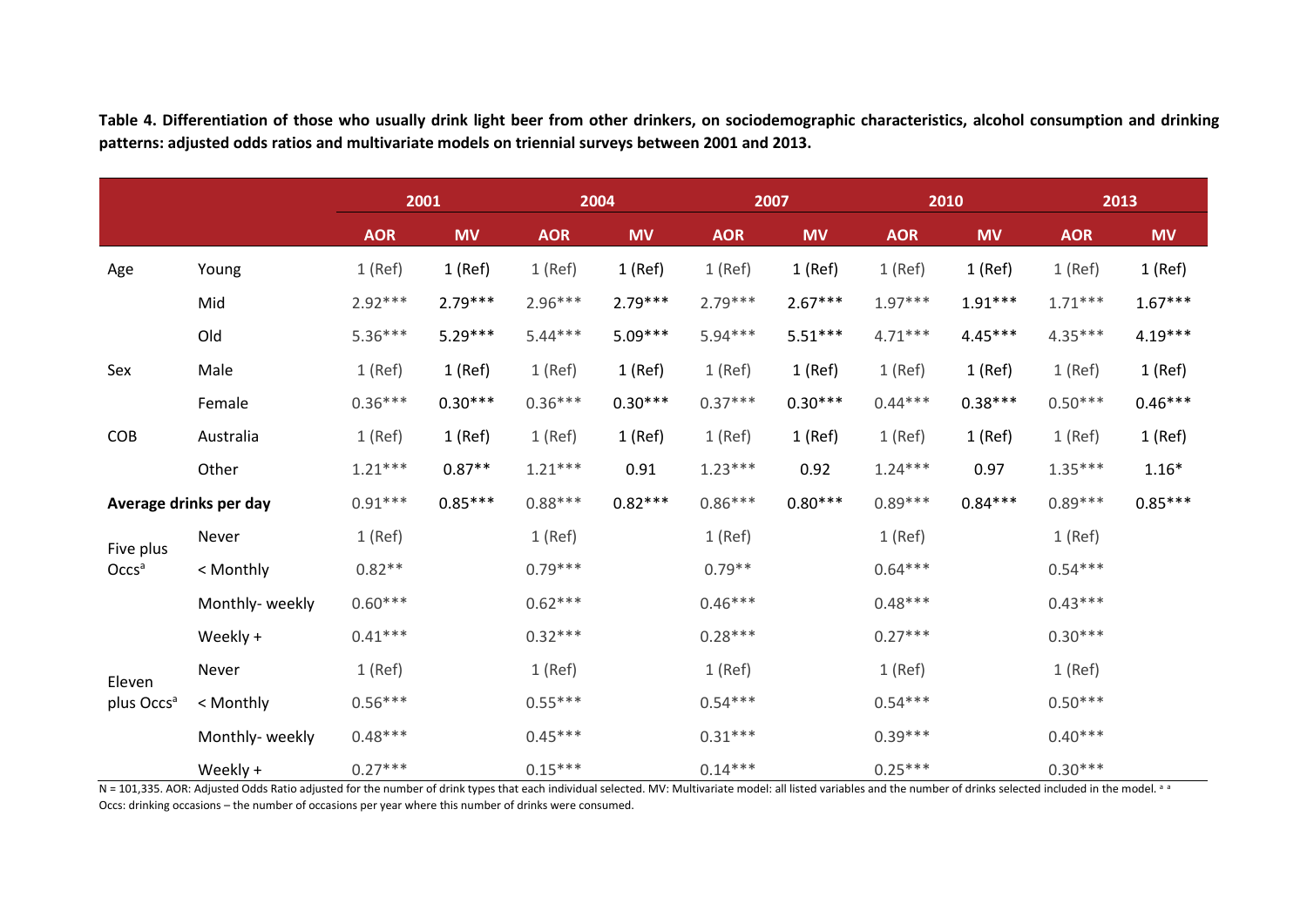**Table 4. Differentiation of those who usually drink light beer from other drinkers, on sociodemographic characteristics, alcohol consumption and drinking patterns: adjusted odds ratios and multivariate models on triennial surveys between 2001 and 2013.**

| | | 2001 | | 2004 | | 2007 | | 2010 | | 2013 | |
|---|---|---|---|---|---|---|---|---|---|---|---|
| | | AOR | MV | AOR | MV | AOR | MV | AOR | MV | AOR | MV |
| Age | Young | 1 (Ref) | 1 (Ref) | 1 (Ref) | 1 (Ref) | 1 (Ref) | 1 (Ref) | 1 (Ref) | 1 (Ref) | 1 (Ref) | 1 (Ref) |
| | Mid | 2.92*** | 2.79*** | 2.96*** | 2.79*** | 2.79*** | 2.67*** | 1.97*** | 1.91*** | 1.71*** | 1.67*** |
| | Old | 5.36*** | 5.29*** | 5.44*** | 5.09*** | 5.94*** | 5.51*** | 4.71*** | 4.45*** | 4.35*** | 4.19*** |
| Sex | Male | 1 (Ref) | 1 (Ref) | 1 (Ref) | 1 (Ref) | 1 (Ref) | 1 (Ref) | 1 (Ref) | 1 (Ref) | 1 (Ref) | 1 (Ref) |
| | Female | 0.36*** | 0.30*** | 0.36*** | 0.30*** | 0.37*** | 0.30*** | 0.44*** | 0.38*** | 0.50*** | 0.46*** |
| COB | Australia | 1 (Ref) | 1 (Ref) | 1 (Ref) | 1 (Ref) | 1 (Ref) | 1 (Ref) | 1 (Ref) | 1 (Ref) | 1 (Ref) | 1 (Ref) |
| | Other | 1.21*** | 0.87** | 1.21*** | 0.91 | 1.23*** | 0.92 | 1.24*** | 0.97 | 1.35*** | 1.16* |
| **Average drinks per day** | | 0.91*** | 0.85*** | 0.88*** | 0.82*** | 0.86*** | 0.80*** | 0.89*** | 0.84*** | 0.89*** | 0.85*** |
| Five plus Occs[a] | Never | 1 (Ref) | | 1 (Ref) | | 1 (Ref) | | 1 (Ref) | | 1 (Ref) | |
| | < Monthly | 0.82** | | 0.79*** | | 0.79** | | 0.64*** | | 0.54*** | |
| | Monthly- weekly | 0.60*** | | 0.62*** | | 0.46*** | | 0.48*** | | 0.43*** | |
| | Weekly + | 0.41*** | | 0.32*** | | 0.28*** | | 0.27*** | | 0.30*** | |
| Eleven plus Occs[a] | Never | 1 (Ref) | | 1 (Ref) | | 1 (Ref) | | 1 (Ref) | | 1 (Ref) | |
| | < Monthly | 0.56*** | | 0.55*** | | 0.54*** | | 0.54*** | | 0.50*** | |
| | Monthly- weekly | 0.48*** | | 0.45*** | | 0.31*** | | 0.39*** | | 0.40*** | |
| | Weekly + | 0.27*** | | 0.15*** | | 0.14*** | | 0.25*** | | 0.30*** | |

N = 101,335. AOR: Adjusted Odds Ratio adjusted for the number of drink types that each individual selected. MV: Multivariate model: all listed variables and the number of drinks selected included in the model. [a] [a] Occs: drinking occasions – the number of occasions per year where this number of drinks were consumed.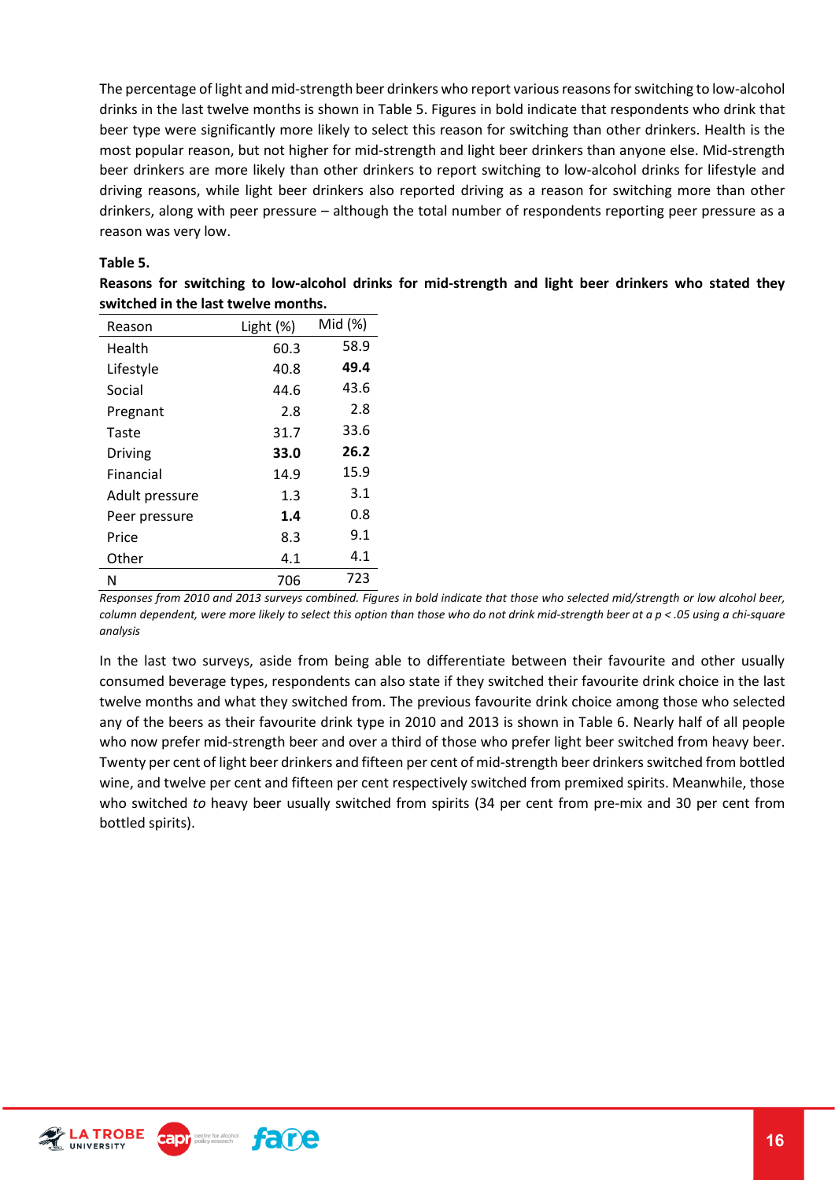The percentage of light and mid-strength beer drinkers who report various reasons for switching to low-alcohol drinks in the last twelve months is shown in Table 5. Figures in bold indicate that respondents who drink that beer type were significantly more likely to select this reason for switching than other drinkers. Health is the most popular reason, but not higher for mid-strength and light beer drinkers than anyone else. Mid-strength beer drinkers are more likely than other drinkers to report switching to low-alcohol drinks for lifestyle and driving reasons, while light beer drinkers also reported driving as a reason for switching more than other drinkers, along with peer pressure – although the total number of respondents reporting peer pressure as a reason was very low.

**Table 5.**

**Reasons for switching to low-alcohol drinks for mid-strength and light beer drinkers who stated they switched in the last twelve months.**

| Reason | Light (%) | Mid (%) |
|---|---|---|
| Health | 60.3 | 58.9 |
| Lifestyle | 40.8 | **49.4** |
| Social | 44.6 | 43.6 |
| Pregnant | 2.8 | 2.8 |
| Taste | 31.7 | 33.6 |
| Driving | **33.0** | **26.2** |
| Financial | 14.9 | 15.9 |
| Adult pressure | 1.3 | 3.1 |
| Peer pressure | **1.4** | 0.8 |
| Price | 8.3 | 9.1 |
| Other | 4.1 | 4.1 |
| N | 706 | 723 |

*Responses from 2010 and 2013 surveys combined. Figures in bold indicate that those who selected mid/strength or low alcohol beer, column dependent, were more likely to select this option than those who do not drink mid-strength beer at a p < .05 using a chi-square analysis*

In the last two surveys, aside from being able to differentiate between their favourite and other usually consumed beverage types, respondents can also state if they switched their favourite drink choice in the last twelve months and what they switched from. The previous favourite drink choice among those who selected any of the beers as their favourite drink type in 2010 and 2013 is shown in Table 6. Nearly half of all people who now prefer mid-strength beer and over a third of those who prefer light beer switched from heavy beer. Twenty per cent of light beer drinkers and fifteen per cent of mid-strength beer drinkers switched from bottled wine, and twelve per cent and fifteen per cent respectively switched from premixed spirits. Meanwhile, those who switched *to* heavy beer usually switched from spirits (34 per cent from pre-mix and 30 per cent from bottled spirits).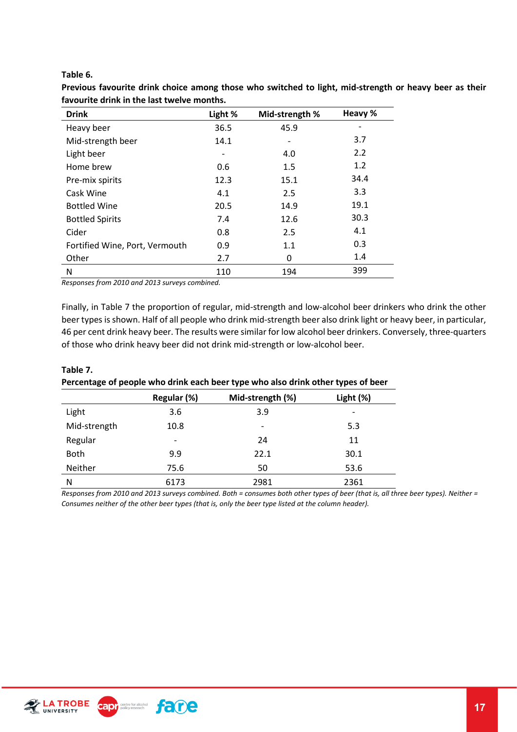**Table 6.**

**Previous favourite drink choice among those who switched to light, mid-strength or heavy beer as their favourite drink in the last twelve months.**

| Drink | Light % | Mid-strength % | Heavy % |
|---|---|---|---|
| Heavy beer | 36.5 | 45.9 | - |
| Mid-strength beer | 14.1 | - | 3.7 |
| Light beer | - | 4.0 | 2.2 |
| Home brew | 0.6 | 1.5 | 1.2 |
| Pre-mix spirits | 12.3 | 15.1 | 34.4 |
| Cask Wine | 4.1 | 2.5 | 3.3 |
| Bottled Wine | 20.5 | 14.9 | 19.1 |
| Bottled Spirits | 7.4 | 12.6 | 30.3 |
| Cider | 0.8 | 2.5 | 4.1 |
| Fortified Wine, Port, Vermouth | 0.9 | 1.1 | 0.3 |
| Other | 2.7 | 0 | 1.4 |
| N | 110 | 194 | 399 |

*Responses from 2010 and 2013 surveys combined.*

Finally, in Table 7 the proportion of regular, mid-strength and low-alcohol beer drinkers who drink the other beer types is shown. Half of all people who drink mid-strength beer also drink light or heavy beer, in particular, 46 per cent drink heavy beer. The results were similar for low alcohol beer drinkers. Conversely, three-quarters of those who drink heavy beer did not drink mid-strength or low-alcohol beer.

**Table 7.**

**Percentage of people who drink each beer type who also drink other types of beer**

| | Regular (%) | Mid-strength (%) | Light (%) |
|---|---|---|---|
| Light | 3.6 | 3.9 | - |
| Mid-strength | 10.8 | - | 5.3 |
| Regular | - | 24 | 11 |
| Both | 9.9 | 22.1 | 30.1 |
| Neither | 75.6 | 50 | 53.6 |
| N | 6173 | 2981 | 2361 |

*Responses from 2010 and 2013 surveys combined. Both = consumes both other types of beer (that is, all three beer types). Neither = Consumes neither of the other beer types (that is, only the beer type listed at the column header).*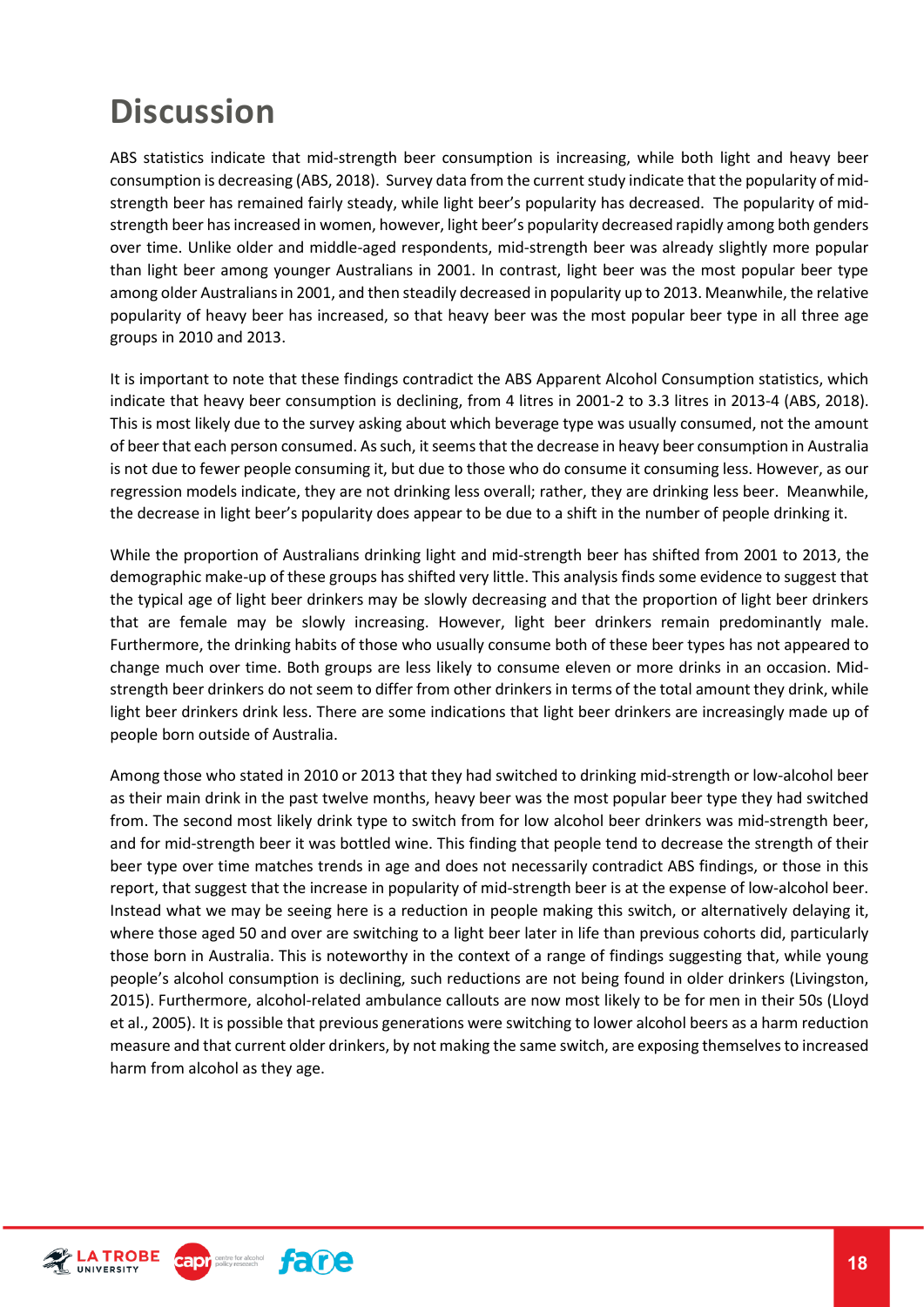# Discussion

ABS statistics indicate that mid-strength beer consumption is increasing, while both light and heavy beer consumption is decreasing (ABS, 2018). Survey data from the current study indicate that the popularity of mid-strength beer has remained fairly steady, while light beer's popularity has decreased. The popularity of mid-strength beer has increased in women, however, light beer's popularity decreased rapidly among both genders over time. Unlike older and middle-aged respondents, mid-strength beer was already slightly more popular than light beer among younger Australians in 2001. In contrast, light beer was the most popular beer type among older Australians in 2001, and then steadily decreased in popularity up to 2013. Meanwhile, the relative popularity of heavy beer has increased, so that heavy beer was the most popular beer type in all three age groups in 2010 and 2013.

It is important to note that these findings contradict the ABS Apparent Alcohol Consumption statistics, which indicate that heavy beer consumption is declining, from 4 litres in 2001-2 to 3.3 litres in 2013-4 (ABS, 2018). This is most likely due to the survey asking about which beverage type was usually consumed, not the amount of beer that each person consumed. As such, it seems that the decrease in heavy beer consumption in Australia is not due to fewer people consuming it, but due to those who do consume it consuming less. However, as our regression models indicate, they are not drinking less overall; rather, they are drinking less beer. Meanwhile, the decrease in light beer's popularity does appear to be due to a shift in the number of people drinking it.

While the proportion of Australians drinking light and mid-strength beer has shifted from 2001 to 2013, the demographic make-up of these groups has shifted very little. This analysis finds some evidence to suggest that the typical age of light beer drinkers may be slowly decreasing and that the proportion of light beer drinkers that are female may be slowly increasing. However, light beer drinkers remain predominantly male. Furthermore, the drinking habits of those who usually consume both of these beer types has not appeared to change much over time. Both groups are less likely to consume eleven or more drinks in an occasion. Mid-strength beer drinkers do not seem to differ from other drinkers in terms of the total amount they drink, while light beer drinkers drink less. There are some indications that light beer drinkers are increasingly made up of people born outside of Australia.

Among those who stated in 2010 or 2013 that they had switched to drinking mid-strength or low-alcohol beer as their main drink in the past twelve months, heavy beer was the most popular beer type they had switched from. The second most likely drink type to switch from for low alcohol beer drinkers was mid-strength beer, and for mid-strength beer it was bottled wine. This finding that people tend to decrease the strength of their beer type over time matches trends in age and does not necessarily contradict ABS findings, or those in this report, that suggest that the increase in popularity of mid-strength beer is at the expense of low-alcohol beer. Instead what we may be seeing here is a reduction in people making this switch, or alternatively delaying it, where those aged 50 and over are switching to a light beer later in life than previous cohorts did, particularly those born in Australia. This is noteworthy in the context of a range of findings suggesting that, while young people's alcohol consumption is declining, such reductions are not being found in older drinkers (Livingston, 2015). Furthermore, alcohol-related ambulance callouts are now most likely to be for men in their 50s (Lloyd et al., 2005). It is possible that previous generations were switching to lower alcohol beers as a harm reduction measure and that current older drinkers, by not making the same switch, are exposing themselves to increased harm from alcohol as they age.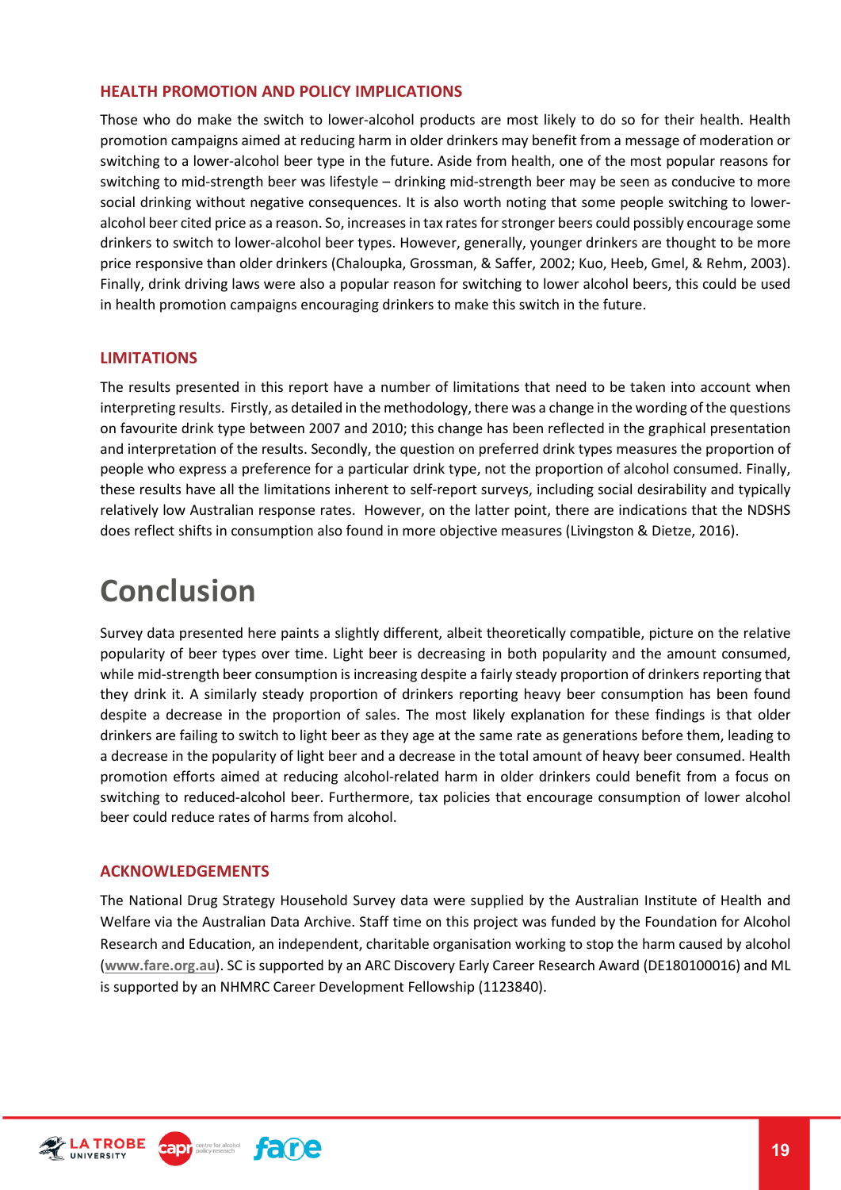### HEALTH PROMOTION AND POLICY IMPLICATIONS

Those who do make the switch to lower-alcohol products are most likely to do so for their health. Health promotion campaigns aimed at reducing harm in older drinkers may benefit from a message of moderation or switching to a lower-alcohol beer type in the future. Aside from health, one of the most popular reasons for switching to mid-strength beer was lifestyle – drinking mid-strength beer may be seen as conducive to more social drinking without negative consequences. It is also worth noting that some people switching to lower-alcohol beer cited price as a reason. So, increases in tax rates for stronger beers could possibly encourage some drinkers to switch to lower-alcohol beer types. However, generally, younger drinkers are thought to be more price responsive than older drinkers (Chaloupka, Grossman, & Saffer, 2002; Kuo, Heeb, Gmel, & Rehm, 2003). Finally, drink driving laws were also a popular reason for switching to lower alcohol beers, this could be used in health promotion campaigns encouraging drinkers to make this switch in the future.

### LIMITATIONS

The results presented in this report have a number of limitations that need to be taken into account when interpreting results. Firstly, as detailed in the methodology, there was a change in the wording of the questions on favourite drink type between 2007 and 2010; this change has been reflected in the graphical presentation and interpretation of the results. Secondly, the question on preferred drink types measures the proportion of people who express a preference for a particular drink type, not the proportion of alcohol consumed. Finally, these results have all the limitations inherent to self-report surveys, including social desirability and typically relatively low Australian response rates. However, on the latter point, there are indications that the NDSHS does reflect shifts in consumption also found in more objective measures (Livingston & Dietze, 2016).

# Conclusion

Survey data presented here paints a slightly different, albeit theoretically compatible, picture on the relative popularity of beer types over time. Light beer is decreasing in both popularity and the amount consumed, while mid-strength beer consumption is increasing despite a fairly steady proportion of drinkers reporting that they drink it. A similarly steady proportion of drinkers reporting heavy beer consumption has been found despite a decrease in the proportion of sales. The most likely explanation for these findings is that older drinkers are failing to switch to light beer as they age at the same rate as generations before them, leading to a decrease in the popularity of light beer and a decrease in the total amount of heavy beer consumed. Health promotion efforts aimed at reducing alcohol-related harm in older drinkers could benefit from a focus on switching to reduced-alcohol beer. Furthermore, tax policies that encourage consumption of lower alcohol beer could reduce rates of harms from alcohol.

### ACKNOWLEDGEMENTS

The National Drug Strategy Household Survey data were supplied by the Australian Institute of Health and Welfare via the Australian Data Archive. Staff time on this project was funded by the Foundation for Alcohol Research and Education, an independent, charitable organisation working to stop the harm caused by alcohol (www.fare.org.au). SC is supported by an ARC Discovery Early Career Research Award (DE180100016) and ML is supported by an NHMRC Career Development Fellowship (1123840).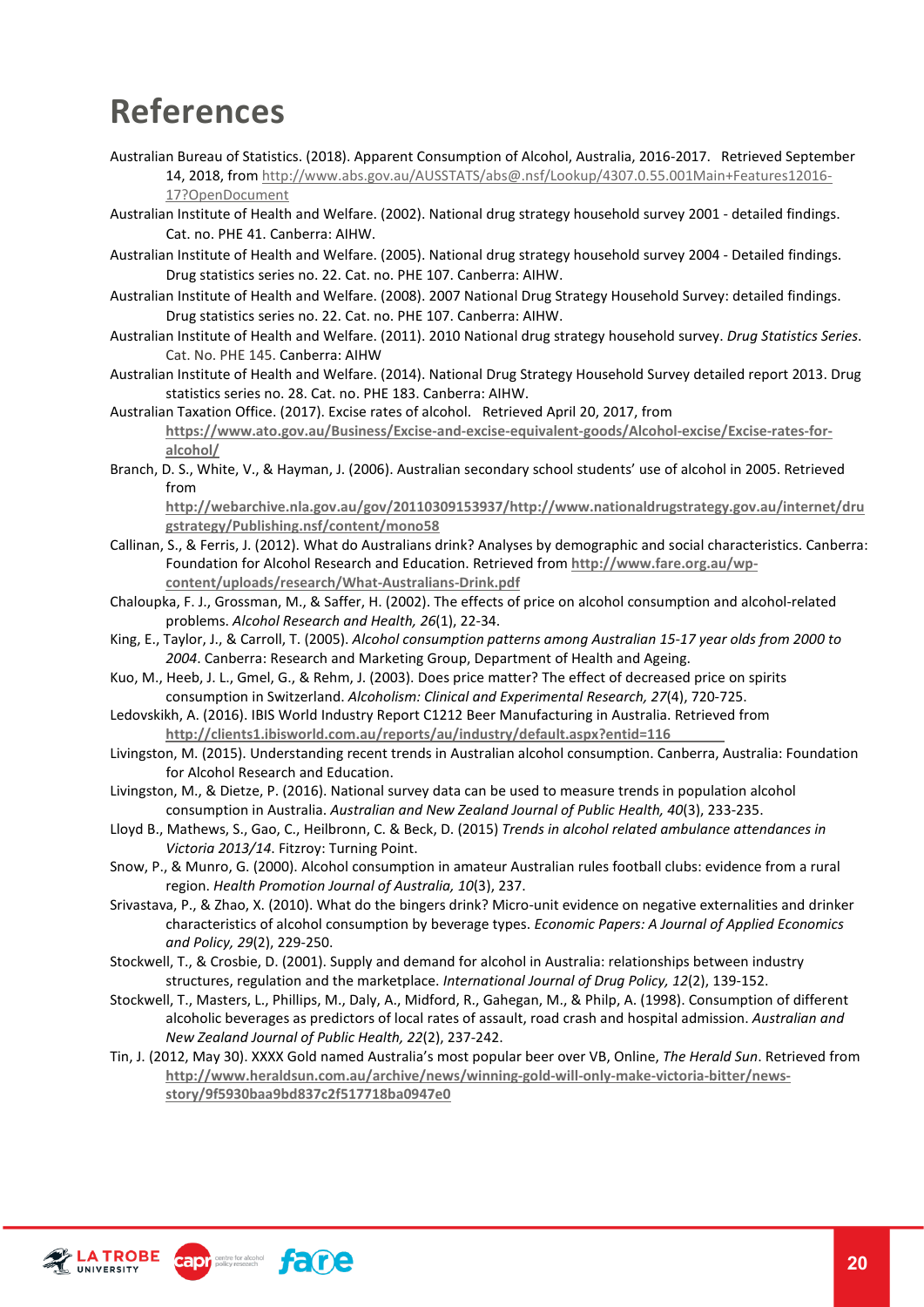# References

Australian Bureau of Statistics. (2018). Apparent Consumption of Alcohol, Australia, 2016-2017. Retrieved September 14, 2018, from http://www.abs.gov.au/AUSSTATS/abs@.nsf/Lookup/4307.0.55.001Main+Features12016-17?OpenDocument

Australian Institute of Health and Welfare. (2002). National drug strategy household survey 2001 - detailed findings. Cat. no. PHE 41. Canberra: AIHW.

Australian Institute of Health and Welfare. (2005). National drug strategy household survey 2004 - Detailed findings. Drug statistics series no. 22. Cat. no. PHE 107. Canberra: AIHW.

Australian Institute of Health and Welfare. (2008). 2007 National Drug Strategy Household Survey: detailed findings. Drug statistics series no. 22. Cat. no. PHE 107. Canberra: AIHW.

Australian Institute of Health and Welfare. (2011). 2010 National drug strategy household survey. *Drug Statistics Series*. Cat. No. PHE 145. Canberra: AIHW

Australian Institute of Health and Welfare. (2014). National Drug Strategy Household Survey detailed report 2013. Drug statistics series no. 28. Cat. no. PHE 183. Canberra: AIHW.

Australian Taxation Office. (2017). Excise rates of alcohol. Retrieved April 20, 2017, from https://www.ato.gov.au/Business/Excise-and-excise-equivalent-goods/Alcohol-excise/Excise-rates-for-alcohol/

Branch, D. S., White, V., & Hayman, J. (2006). Australian secondary school students' use of alcohol in 2005. Retrieved from http://webarchive.nla.gov.au/gov/20110309153937/http://www.nationaldrugstrategy.gov.au/internet/drugstrategy/Publishing.nsf/content/mono58

Callinan, S., & Ferris, J. (2012). What do Australians drink? Analyses by demographic and social characteristics. Canberra: Foundation for Alcohol Research and Education. Retrieved from http://www.fare.org.au/wp-content/uploads/research/What-Australians-Drink.pdf

Chaloupka, F. J., Grossman, M., & Saffer, H. (2002). The effects of price on alcohol consumption and alcohol-related problems. *Alcohol Research and Health, 26*(1), 22-34.

King, E., Taylor, J., & Carroll, T. (2005). *Alcohol consumption patterns among Australian 15-17 year olds from 2000 to 2004*. Canberra: Research and Marketing Group, Department of Health and Ageing.

Kuo, M., Heeb, J. L., Gmel, G., & Rehm, J. (2003). Does price matter? The effect of decreased price on spirits consumption in Switzerland. *Alcoholism: Clinical and Experimental Research, 27*(4), 720-725.

Ledovskikh, A. (2016). IBIS World Industry Report C1212 Beer Manufacturing in Australia. Retrieved from http://clients1.ibisworld.com.au/reports/au/industry/default.aspx?entid=116

Livingston, M. (2015). Understanding recent trends in Australian alcohol consumption. Canberra, Australia: Foundation for Alcohol Research and Education.

Livingston, M., & Dietze, P. (2016). National survey data can be used to measure trends in population alcohol consumption in Australia. *Australian and New Zealand Journal of Public Health, 40*(3), 233-235.

Lloyd B., Mathews, S., Gao, C., Heilbronn, C. & Beck, D. (2015) *Trends in alcohol related ambulance attendances in Victoria 2013/14*. Fitzroy: Turning Point.

Snow, P., & Munro, G. (2000). Alcohol consumption in amateur Australian rules football clubs: evidence from a rural region. *Health Promotion Journal of Australia, 10*(3), 237.

Srivastava, P., & Zhao, X. (2010). What do the bingers drink? Micro-unit evidence on negative externalities and drinker characteristics of alcohol consumption by beverage types. *Economic Papers: A Journal of Applied Economics and Policy, 29*(2), 229-250.

Stockwell, T., & Crosbie, D. (2001). Supply and demand for alcohol in Australia: relationships between industry structures, regulation and the marketplace. *International Journal of Drug Policy, 12*(2), 139-152.

Stockwell, T., Masters, L., Phillips, M., Daly, A., Midford, R., Gahegan, M., & Philp, A. (1998). Consumption of different alcoholic beverages as predictors of local rates of assault, road crash and hospital admission. *Australian and New Zealand Journal of Public Health, 22*(2), 237-242.

Tin, J. (2012, May 30). XXXX Gold named Australia's most popular beer over VB, Online, *The Herald Sun*. Retrieved from http://www.heraldsun.com.au/archive/news/winning-gold-will-only-make-victoria-bitter/news-story/9f5930baa9bd837c2f517718ba0947e0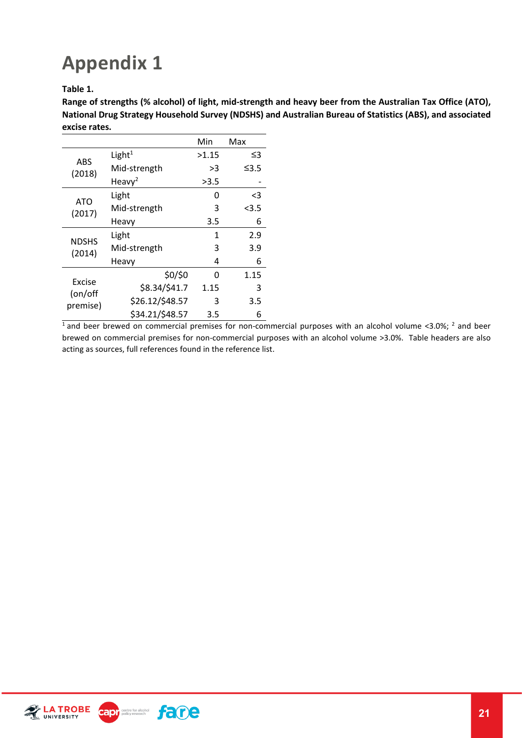# Appendix 1

**Table 1.**

**Range of strengths (% alcohol) of light, mid-strength and heavy beer from the Australian Tax Office (ATO), National Drug Strategy Household Survey (NDSHS) and Australian Bureau of Statistics (ABS), and associated excise rates.**

| | | Min | Max |
|---|---|---|---|
| ABS (2018) | Light[1] | >1.15 | ≤3 |
| | Mid-strength | >3 | ≤3.5 |
| | Heavy[2] | >3.5 | - |
| ATO (2017) | Light | 0 | <3 |
| | Mid-strength | 3 | <3.5 |
| | Heavy | 3.5 | 6 |
| NDSHS (2014) | Light | 1 | 2.9 |
| | Mid-strength | 3 | 3.9 |
| | Heavy | 4 | 6 |
| Excise (on/off premise) | $0/$0 | 0 | 1.15 |
| | $8.34/$41.7 | 1.15 | 3 |
| | $26.12/$48.57 | 3 | 3.5 |
| | $34.21/$48.57 | 3.5 | 6 |

[1] and beer brewed on commercial premises for non-commercial purposes with an alcohol volume <3.0%; [2] and beer brewed on commercial premises for non-commercial purposes with an alcohol volume >3.0%. Table headers are also acting as sources, full references found in the reference list.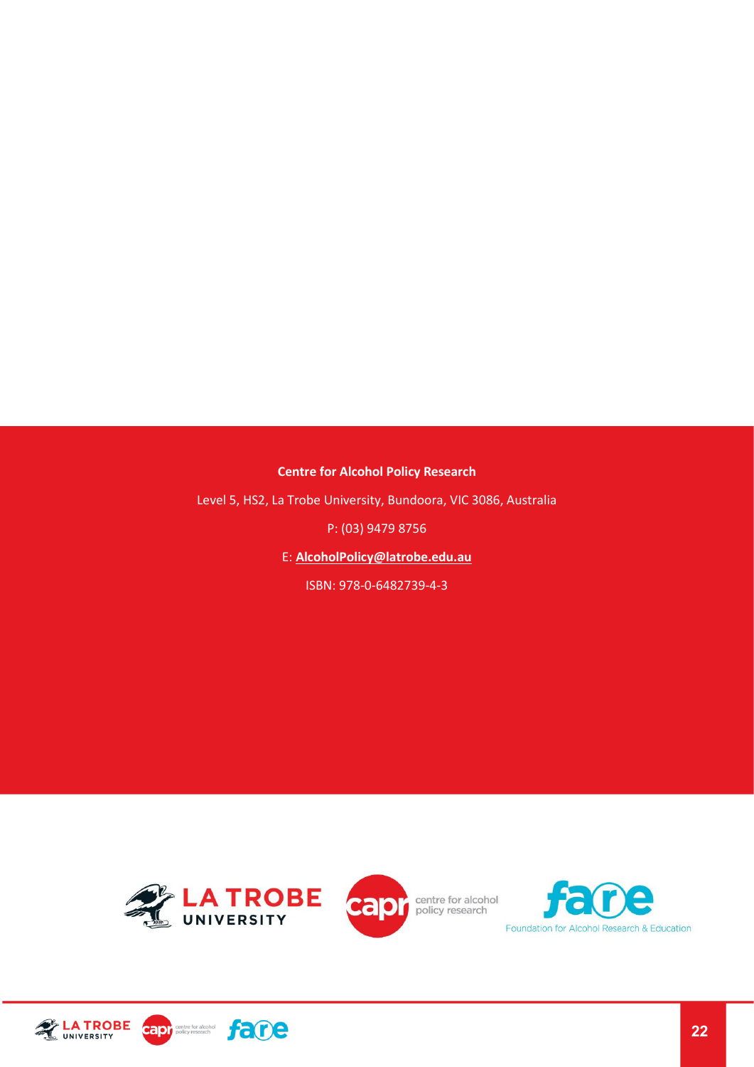**Centre for Alcohol Policy Research**

Level 5, HS2, La Trobe University, Bundoora, VIC 3086, Australia

P: (03) 9479 8756

E: **AlcoholPolicy@latrobe.edu.au**

ISBN: 978-0-6482739-4-3